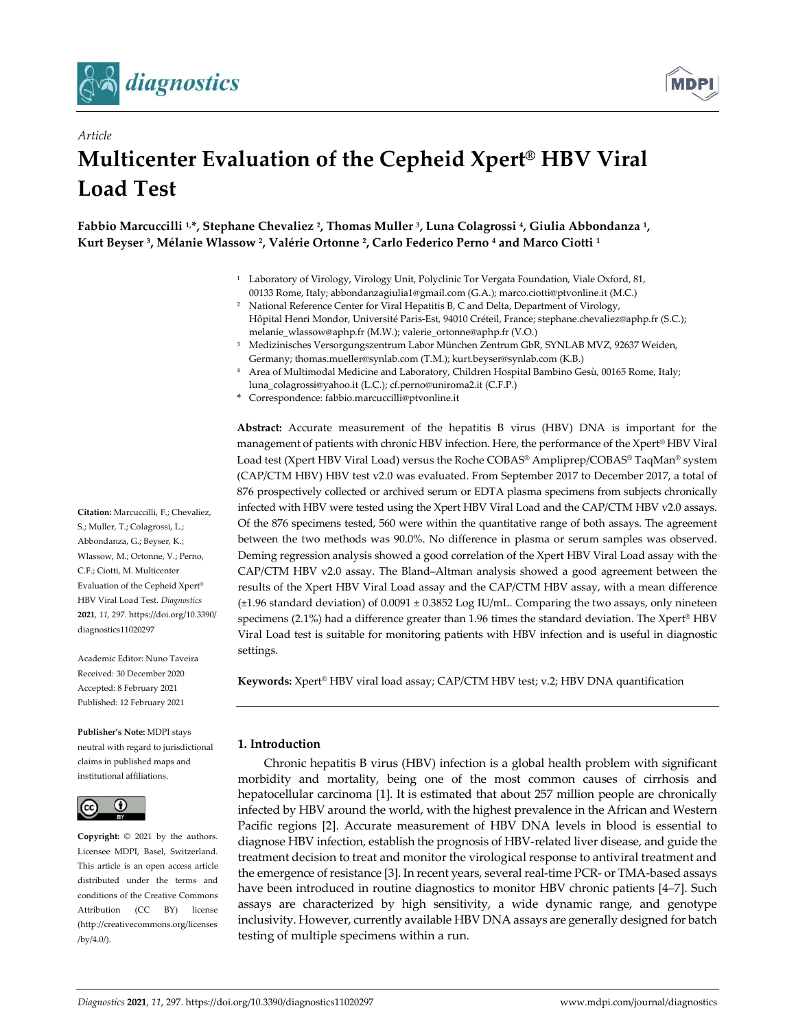*Article*

# Multicenter Evaluation of the Cepheid Xpert® HBV Viral Load Test

**Fabbio Marcuccilli [1,*], Stephane Chevaliez [2], Thomas Muller [3], Luna Colagrossi [4], Giulia Abbondanza [1], Kurt Beyser [3], Mélanie Wlassow [2], Valérie Ortonne [2], Carlo Federico Perno [4] and Marco Ciotti [1]**

[1] Laboratory of Virology, Virology Unit, Polyclinic Tor Vergata Foundation, Viale Oxford, 81, 00133 Rome, Italy; abbondanzagiulia1@gmail.com (G.A.); marco.ciotti@ptvonline.it (M.C.)

[2] National Reference Center for Viral Hepatitis B, C and Delta, Department of Virology, Hôpital Henri Mondor, Université Paris-Est, 94010 Créteil, France; stephane.chevaliez@aphp.fr (S.C.); melanie_wlassow@aphp.fr (M.W.); valerie_ortonne@aphp.fr (V.O.)

[3] Medizinisches Versorgungszentrum Labor München Zentrum GbR, SYNLAB MVZ, 92637 Weiden, Germany; thomas.mueller@synlab.com (T.M.); kurt.beyser@synlab.com (K.B.)

[4] Area of Multimodal Medicine and Laboratory, Children Hospital Bambino Gesù, 00165 Rome, Italy; luna_colagrossi@yahoo.it (L.C.); cf.perno@uniroma2.it (C.F.P.)

\* Correspondence: fabbio.marcuccilli@ptvonline.it

**Abstract:** Accurate measurement of the hepatitis B virus (HBV) DNA is important for the management of patients with chronic HBV infection. Here, the performance of the Xpert® HBV Viral Load test (Xpert HBV Viral Load) versus the Roche COBAS® Ampliprep/COBAS® TaqMan® system (CAP/CTM HBV) HBV test v2.0 was evaluated. From September 2017 to December 2017, a total of 876 prospectively collected or archived serum or EDTA plasma specimens from subjects chronically infected with HBV were tested using the Xpert HBV Viral Load and the CAP/CTM HBV v2.0 assays. Of the 876 specimens tested, 560 were within the quantitative range of both assays. The agreement between the two methods was 90.0%. No difference in plasma or serum samples was observed. Deming regression analysis showed a good correlation of the Xpert HBV Viral Load assay with the CAP/CTM HBV v2.0 assay. The Bland–Altman analysis showed a good agreement between the results of the Xpert HBV Viral Load assay and the CAP/CTM HBV assay, with a mean difference (±1.96 standard deviation) of 0.0091 ± 0.3852 Log IU/mL. Comparing the two assays, only nineteen specimens (2.1%) had a difference greater than 1.96 times the standard deviation. The Xpert® HBV Viral Load test is suitable for monitoring patients with HBV infection and is useful in diagnostic settings.

**Keywords:** Xpert® HBV viral load assay; CAP/CTM HBV test; v.2; HBV DNA quantification

**Citation:** Marcuccilli, F.; Chevaliez, S.; Muller, T.; Colagrossi, L.; Abbondanza, G.; Beyser, K.; Wlassow, M.; Ortonne, V.; Perno, C.F.; Ciotti, M. Multicenter Evaluation of the Cepheid Xpert® HBV Viral Load Test. *Diagnostics* **2021**, *11*, 297. https://doi.org/10.3390/diagnostics11020297

Academic Editor: Nuno Taveira

Received: 30 December 2020
Accepted: 8 February 2021
Published: 12 February 2021

**Publisher's Note:** MDPI stays neutral with regard to jurisdictional claims in published maps and institutional affiliations.

**Copyright:** © 2021 by the authors. Licensee MDPI, Basel, Switzerland. This article is an open access article distributed under the terms and conditions of the Creative Commons Attribution (CC BY) license (http://creativecommons.org/licenses/by/4.0/).

## 1. Introduction

Chronic hepatitis B virus (HBV) infection is a global health problem with significant morbidity and mortality, being one of the most common causes of cirrhosis and hepatocellular carcinoma [1]. It is estimated that about 257 million people are chronically infected by HBV around the world, with the highest prevalence in the African and Western Pacific regions [2]. Accurate measurement of HBV DNA levels in blood is essential to diagnose HBV infection, establish the prognosis of HBV-related liver disease, and guide the treatment decision to treat and monitor the virological response to antiviral treatment and the emergence of resistance [3]. In recent years, several real-time PCR- or TMA-based assays have been introduced in routine diagnostics to monitor HBV chronic patients [4–7]. Such assays are characterized by high sensitivity, a wide dynamic range, and genotype inclusivity. However, currently available HBV DNA assays are generally designed for batch testing of multiple specimens within a run.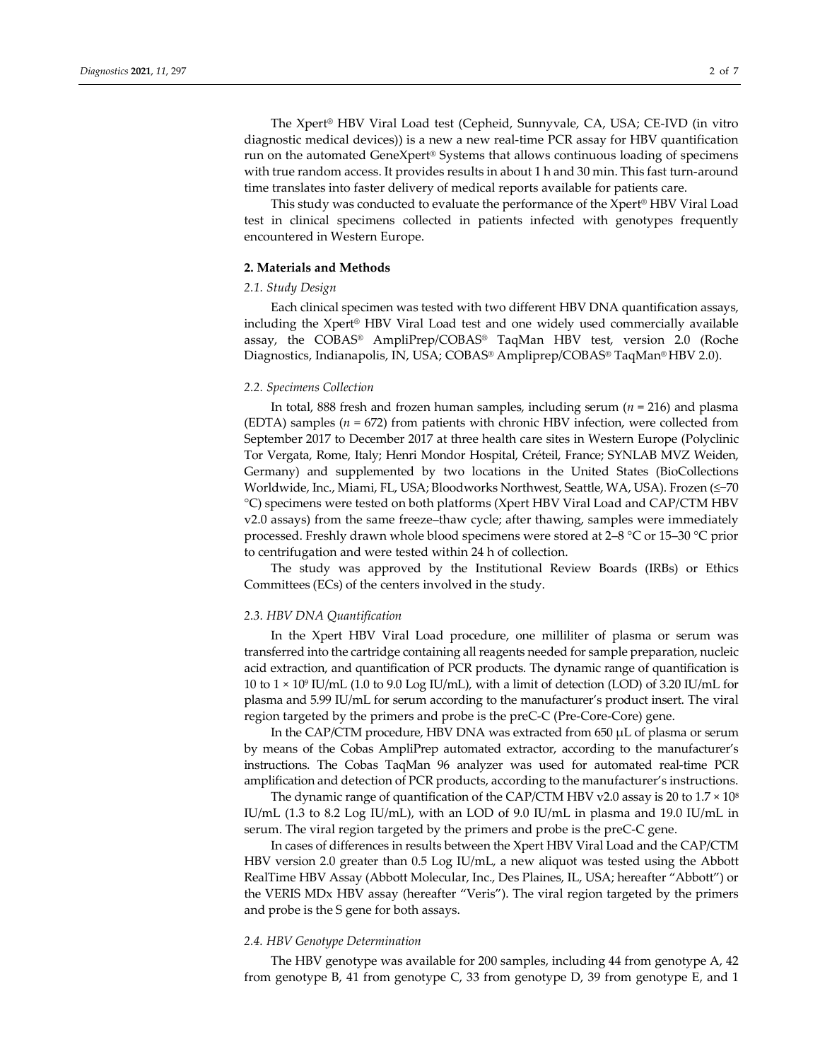The Xpert® HBV Viral Load test (Cepheid, Sunnyvale, CA, USA; CE-IVD (in vitro diagnostic medical devices)) is a new a new real-time PCR assay for HBV quantification run on the automated GeneXpert® Systems that allows continuous loading of specimens with true random access. It provides results in about 1 h and 30 min. This fast turn-around time translates into faster delivery of medical reports available for patients care.

This study was conducted to evaluate the performance of the Xpert® HBV Viral Load test in clinical specimens collected in patients infected with genotypes frequently encountered in Western Europe.

## 2. Materials and Methods

### *2.1. Study Design*

Each clinical specimen was tested with two different HBV DNA quantification assays, including the Xpert® HBV Viral Load test and one widely used commercially available assay, the COBAS® AmpliPrep/COBAS® TaqMan HBV test, version 2.0 (Roche Diagnostics, Indianapolis, IN, USA; COBAS® Ampliprep/COBAS® TaqMan® HBV 2.0).

### *2.2. Specimens Collection*

In total, 888 fresh and frozen human samples, including serum ($n$ = 216) and plasma (EDTA) samples ($n$ = 672) from patients with chronic HBV infection, were collected from September 2017 to December 2017 at three health care sites in Western Europe (Polyclinic Tor Vergata, Rome, Italy; Henri Mondor Hospital, Créteil, France; SYNLAB MVZ Weiden, Germany) and supplemented by two locations in the United States (BioCollections Worldwide, Inc., Miami, FL, USA; Bloodworks Northwest, Seattle, WA, USA). Frozen (≤−70 °C) specimens were tested on both platforms (Xpert HBV Viral Load and CAP/CTM HBV v2.0 assays) from the same freeze–thaw cycle; after thawing, samples were immediately processed. Freshly drawn whole blood specimens were stored at 2–8 °C or 15–30 °C prior to centrifugation and were tested within 24 h of collection.

The study was approved by the Institutional Review Boards (IRBs) or Ethics Committees (ECs) of the centers involved in the study.

### *2.3. HBV DNA Quantification*

In the Xpert HBV Viral Load procedure, one milliliter of plasma or serum was transferred into the cartridge containing all reagents needed for sample preparation, nucleic acid extraction, and quantification of PCR products. The dynamic range of quantification is 10 to $1 \times 10^9$ IU/mL (1.0 to 9.0 Log IU/mL), with a limit of detection (LOD) of 3.20 IU/mL for plasma and 5.99 IU/mL for serum according to the manufacturer's product insert. The viral region targeted by the primers and probe is the preC-C (Pre-Core-Core) gene.

In the CAP/CTM procedure, HBV DNA was extracted from 650 μL of plasma or serum by means of the Cobas AmpliPrep automated extractor, according to the manufacturer's instructions. The Cobas TaqMan 96 analyzer was used for automated real-time PCR amplification and detection of PCR products, according to the manufacturer's instructions.

The dynamic range of quantification of the CAP/CTM HBV v2.0 assay is 20 to $1.7 \times 10^8$ IU/mL (1.3 to 8.2 Log IU/mL), with an LOD of 9.0 IU/mL in plasma and 19.0 IU/mL in serum. The viral region targeted by the primers and probe is the preC-C gene.

In cases of differences in results between the Xpert HBV Viral Load and the CAP/CTM HBV version 2.0 greater than 0.5 Log IU/mL, a new aliquot was tested using the Abbott RealTime HBV Assay (Abbott Molecular, Inc., Des Plaines, IL, USA; hereafter "Abbott") or the VERIS MDx HBV assay (hereafter "Veris"). The viral region targeted by the primers and probe is the S gene for both assays.

### *2.4. HBV Genotype Determination*

The HBV genotype was available for 200 samples, including 44 from genotype A, 42 from genotype B, 41 from genotype C, 33 from genotype D, 39 from genotype E, and 1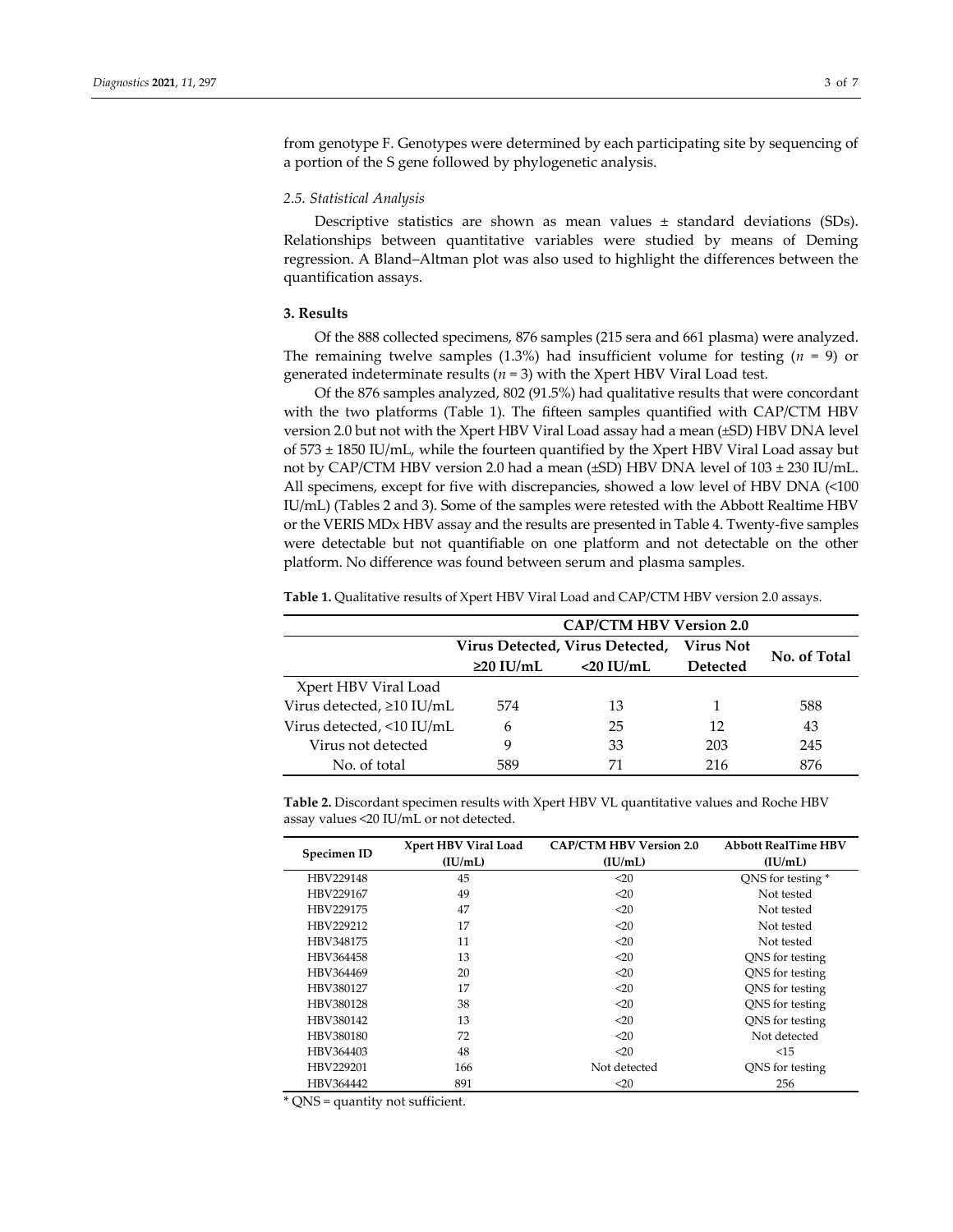from genotype F. Genotypes were determined by each participating site by sequencing of a portion of the S gene followed by phylogenetic analysis.

### *2.5. Statistical Analysis*

Descriptive statistics are shown as mean values ± standard deviations (SDs). Relationships between quantitative variables were studied by means of Deming regression. A Bland–Altman plot was also used to highlight the differences between the quantification assays.

## 3. Results

Of the 888 collected specimens, 876 samples (215 sera and 661 plasma) were analyzed. The remaining twelve samples (1.3%) had insufficient volume for testing ($n$ = 9) or generated indeterminate results ($n$ = 3) with the Xpert HBV Viral Load test.

Of the 876 samples analyzed, 802 (91.5%) had qualitative results that were concordant with the two platforms (Table 1). The fifteen samples quantified with CAP/CTM HBV version 2.0 but not with the Xpert HBV Viral Load assay had a mean (±SD) HBV DNA level of 573 ± 1850 IU/mL, while the fourteen quantified by the Xpert HBV Viral Load assay but not by CAP/CTM HBV version 2.0 had a mean (±SD) HBV DNA level of 103 ± 230 IU/mL. All specimens, except for five with discrepancies, showed a low level of HBV DNA (<100 IU/mL) (Tables 2 and 3). Some of the samples were retested with the Abbott Realtime HBV or the VERIS MDx HBV assay and the results are presented in Table 4. Twenty-five samples were detectable but not quantifiable on one platform and not detectable on the other platform. No difference was found between serum and plasma samples.

**Table 1.** Qualitative results of Xpert HBV Viral Load and CAP/CTM HBV version 2.0 assays.

| | CAP/CTM HBV Version 2.0 | | | |
|---|---|---|---|---|
| | Virus Detected, ≥20 IU/mL | Virus Detected, <20 IU/mL | Virus Not Detected | No. of Total |
| Xpert HBV Viral Load | | | | |
| Virus detected, ≥10 IU/mL | 574 | 13 | 1 | 588 |
| Virus detected, <10 IU/mL | 6 | 25 | 12 | 43 |
| Virus not detected | 9 | 33 | 203 | 245 |
| No. of total | 589 | 71 | 216 | 876 |

**Table 2.** Discordant specimen results with Xpert HBV VL quantitative values and Roche HBV assay values <20 IU/mL or not detected.

| Specimen ID | Xpert HBV Viral Load (IU/mL) | CAP/CTM HBV Version 2.0 (IU/mL) | Abbott RealTime HBV (IU/mL) |
|---|---|---|---|
| HBV229148 | 45 | <20 | QNS for testing * |
| HBV229167 | 49 | <20 | Not tested |
| HBV229175 | 47 | <20 | Not tested |
| HBV229212 | 17 | <20 | Not tested |
| HBV348175 | 11 | <20 | Not tested |
| HBV364458 | 13 | <20 | QNS for testing |
| HBV364469 | 20 | <20 | QNS for testing |
| HBV380127 | 17 | <20 | QNS for testing |
| HBV380128 | 38 | <20 | QNS for testing |
| HBV380142 | 13 | <20 | QNS for testing |
| HBV380180 | 72 | <20 | Not detected |
| HBV364403 | 48 | <20 | <15 |
| HBV229201 | 166 | Not detected | QNS for testing |
| HBV364442 | 891 | <20 | 256 |

\* QNS = quantity not sufficient.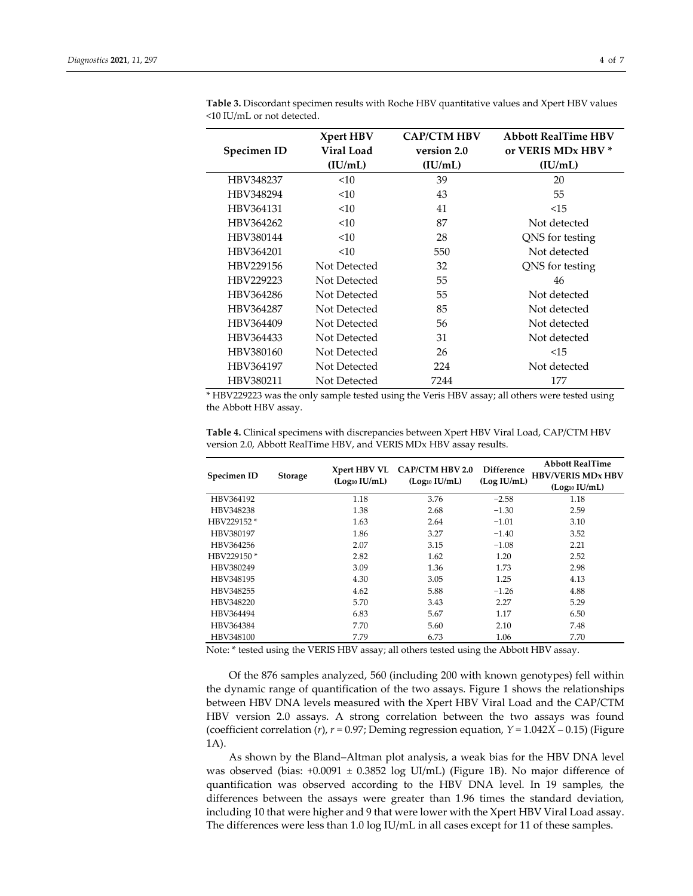**Table 3.** Discordant specimen results with Roche HBV quantitative values and Xpert HBV values <10 IU/mL or not detected.

| Specimen ID | Xpert HBV Viral Load (IU/mL) | CAP/CTM HBV version 2.0 (IU/mL) | Abbott RealTime HBV or VERIS MDx HBV * (IU/mL) |
|---|---|---|---|
| HBV348237 | <10 | 39 | 20 |
| HBV348294 | <10 | 43 | 55 |
| HBV364131 | <10 | 41 | <15 |
| HBV364262 | <10 | 87 | Not detected |
| HBV380144 | <10 | 28 | QNS for testing |
| HBV364201 | <10 | 550 | Not detected |
| HBV229156 | Not Detected | 32 | QNS for testing |
| HBV229223 | Not Detected | 55 | 46 |
| HBV364286 | Not Detected | 55 | Not detected |
| HBV364287 | Not Detected | 85 | Not detected |
| HBV364409 | Not Detected | 56 | Not detected |
| HBV364433 | Not Detected | 31 | Not detected |
| HBV380160 | Not Detected | 26 | <15 |
| HBV364197 | Not Detected | 224 | Not detected |
| HBV380211 | Not Detected | 7244 | 177 |

* HBV229223 was the only sample tested using the Veris HBV assay; all others were tested using the Abbott HBV assay.

**Table 4.** Clinical specimens with discrepancies between Xpert HBV Viral Load, CAP/CTM HBV version 2.0, Abbott RealTime HBV, and VERIS MDx HBV assay results.

| Specimen ID | Storage | Xpert HBV VL ($Log_{10}$ IU/mL) | CAP/CTM HBV 2.0 ($Log_{10}$ IU/mL) | Difference (Log IU/mL) | Abbott RealTime HBV/VERIS MDx HBV ($Log_{10}$ IU/mL) |
|---|---|---|---|---|---|
| HBV364192 | | 1.18 | 3.76 | −2.58 | 1.18 |
| HBV348238 | | 1.38 | 2.68 | −1.30 | 2.59 |
| HBV229152 * | | 1.63 | 2.64 | −1.01 | 3.10 |
| HBV380197 | | 1.86 | 3.27 | −1.40 | 3.52 |
| HBV364256 | | 2.07 | 3.15 | −1.08 | 2.21 |
| HBV229150 * | | 2.82 | 1.62 | 1.20 | 2.52 |
| HBV380249 | | 3.09 | 1.36 | 1.73 | 2.98 |
| HBV348195 | | 4.30 | 3.05 | 1.25 | 4.13 |
| HBV348255 | | 4.62 | 5.88 | −1.26 | 4.88 |
| HBV348220 | | 5.70 | 3.43 | 2.27 | 5.29 |
| HBV364494 | | 6.83 | 5.67 | 1.17 | 6.50 |
| HBV364384 | | 7.70 | 5.60 | 2.10 | 7.48 |
| HBV348100 | | 7.79 | 6.73 | 1.06 | 7.70 |

Note: * tested using the VERIS HBV assay; all others tested using the Abbott HBV assay.

Of the 876 samples analyzed, 560 (including 200 with known genotypes) fell within the dynamic range of quantification of the two assays. Figure 1 shows the relationships between HBV DNA levels measured with the Xpert HBV Viral Load and the CAP/CTM HBV version 2.0 assays. A strong correlation between the two assays was found (coefficient correlation ($r$), $r = 0.97$; Deming regression equation, $Y = 1.042X - 0.15$) (Figure 1A).

As shown by the Bland–Altman plot analysis, a weak bias for the HBV DNA level was observed (bias: $+0.0091 \pm 0.3852$ log UI/mL) (Figure 1B). No major difference of quantification was observed according to the HBV DNA level. In 19 samples, the differences between the assays were greater than 1.96 times the standard deviation, including 10 that were higher and 9 that were lower with the Xpert HBV Viral Load assay. The differences were less than 1.0 log IU/mL in all cases except for 11 of these samples.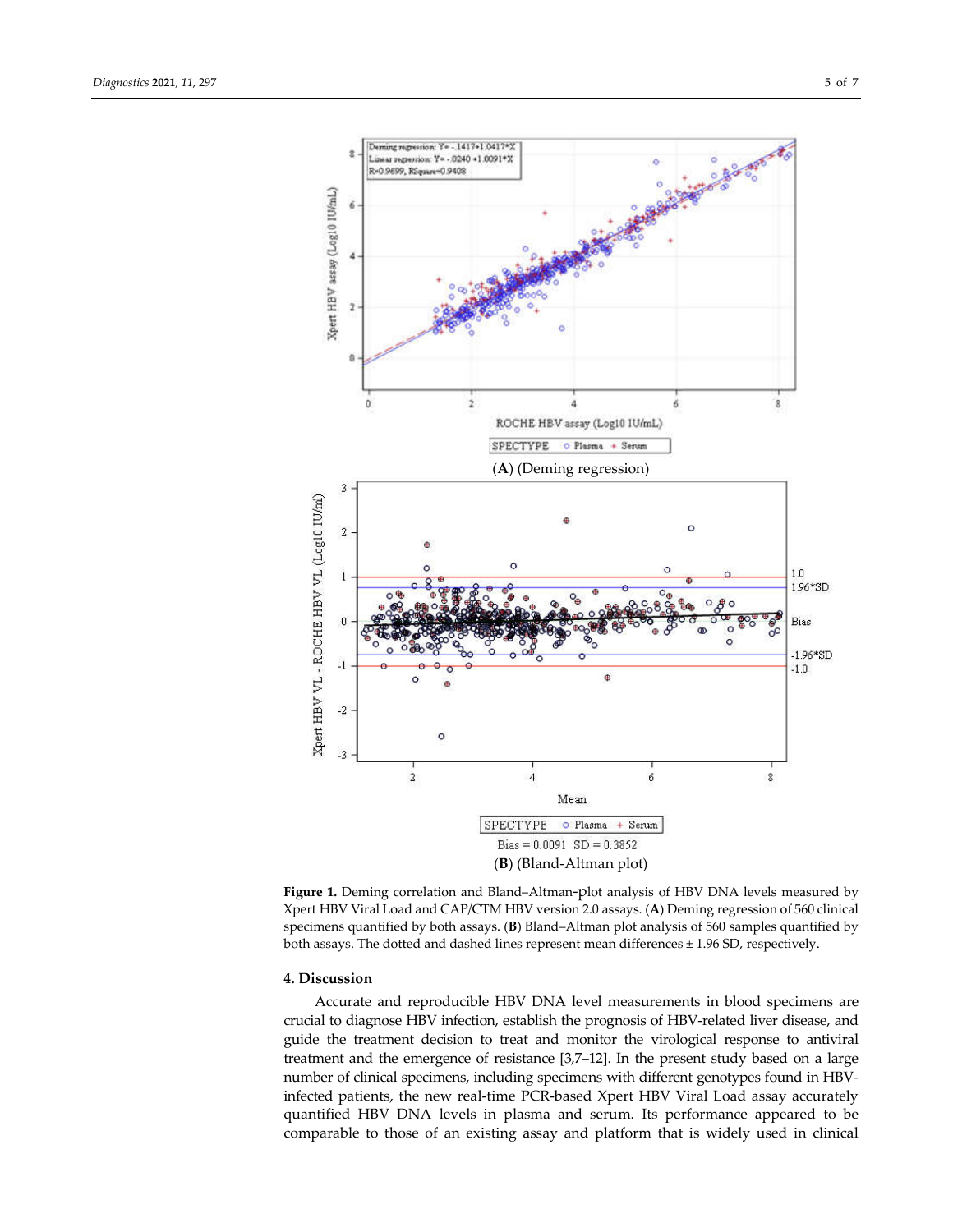(**A**) (Deming regression)

(**B**) (Bland-Altman plot)

**Figure 1.** Deming correlation and Bland–Altman-plot analysis of HBV DNA levels measured by Xpert HBV Viral Load and CAP/CTM HBV version 2.0 assays. (**A**) Deming regression of 560 clinical specimens quantified by both assays. (**B**) Bland–Altman plot analysis of 560 samples quantified by both assays. The dotted and dashed lines represent mean differences ± 1.96 SD, respectively.

## 4. Discussion

Accurate and reproducible HBV DNA level measurements in blood specimens are crucial to diagnose HBV infection, establish the prognosis of HBV-related liver disease, and guide the treatment decision to treat and monitor the virological response to antiviral treatment and the emergence of resistance [3,7–12]. In the present study based on a large number of clinical specimens, including specimens with different genotypes found in HBV-infected patients, the new real-time PCR-based Xpert HBV Viral Load assay accurately quantified HBV DNA levels in plasma and serum. Its performance appeared to be comparable to those of an existing assay and platform that is widely used in clinical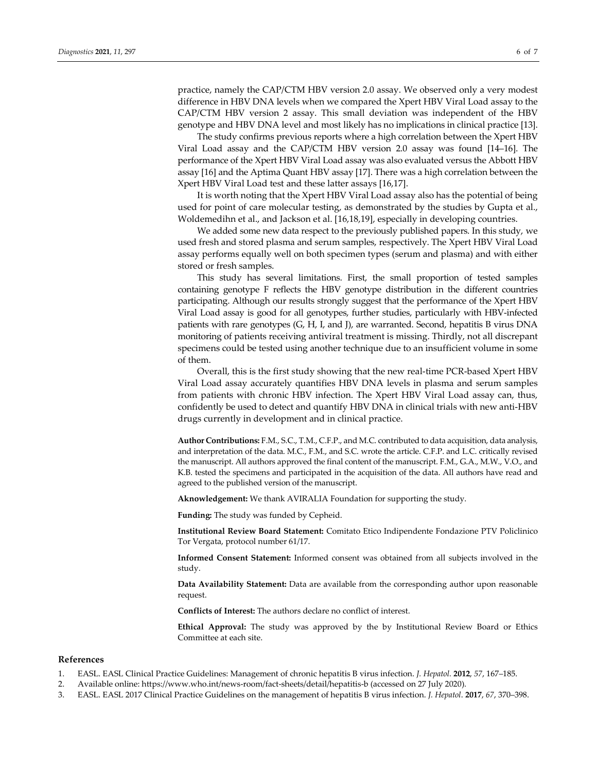practice, namely the CAP/CTM HBV version 2.0 assay. We observed only a very modest difference in HBV DNA levels when we compared the Xpert HBV Viral Load assay to the CAP/CTM HBV version 2 assay. This small deviation was independent of the HBV genotype and HBV DNA level and most likely has no implications in clinical practice [13].

The study confirms previous reports where a high correlation between the Xpert HBV Viral Load assay and the CAP/CTM HBV version 2.0 assay was found [14–16]. The performance of the Xpert HBV Viral Load assay was also evaluated versus the Abbott HBV assay [16] and the Aptima Quant HBV assay [17]. There was a high correlation between the Xpert HBV Viral Load test and these latter assays [16,17].

It is worth noting that the Xpert HBV Viral Load assay also has the potential of being used for point of care molecular testing, as demonstrated by the studies by Gupta et al., Woldemedihn et al., and Jackson et al. [16,18,19], especially in developing countries.

We added some new data respect to the previously published papers. In this study, we used fresh and stored plasma and serum samples, respectively. The Xpert HBV Viral Load assay performs equally well on both specimen types (serum and plasma) and with either stored or fresh samples.

This study has several limitations. First, the small proportion of tested samples containing genotype F reflects the HBV genotype distribution in the different countries participating. Although our results strongly suggest that the performance of the Xpert HBV Viral Load assay is good for all genotypes, further studies, particularly with HBV-infected patients with rare genotypes (G, H, I, and J), are warranted. Second, hepatitis B virus DNA monitoring of patients receiving antiviral treatment is missing. Thirdly, not all discrepant specimens could be tested using another technique due to an insufficient volume in some of them.

Overall, this is the first study showing that the new real-time PCR-based Xpert HBV Viral Load assay accurately quantifies HBV DNA levels in plasma and serum samples from patients with chronic HBV infection. The Xpert HBV Viral Load assay can, thus, confidently be used to detect and quantify HBV DNA in clinical trials with new anti-HBV drugs currently in development and in clinical practice.

**Author Contributions:** F.M., S.C., T.M., C.F.P., and M.C. contributed to data acquisition, data analysis, and interpretation of the data. M.C., F.M., and S.C. wrote the article. C.F.P. and L.C. critically revised the manuscript. All authors approved the final content of the manuscript. F.M., G.A., M.W., V.O., and K.B. tested the specimens and participated in the acquisition of the data. All authors have read and agreed to the published version of the manuscript.

**Aknowledgement:** We thank AVIRALIA Foundation for supporting the study.

**Funding:** The study was funded by Cepheid.

**Institutional Review Board Statement:** Comitato Etico Indipendente Fondazione PTV Policlinico Tor Vergata, protocol number 61/17.

**Informed Consent Statement:** Informed consent was obtained from all subjects involved in the study.

**Data Availability Statement:** Data are available from the corresponding author upon reasonable request.

**Conflicts of Interest:** The authors declare no conflict of interest.

**Ethical Approval:** The study was approved by the by Institutional Review Board or Ethics Committee at each site.

## References

1. EASL. EASL Clinical Practice Guidelines: Management of chronic hepatitis B virus infection. *J. Hepatol.* **2012**, *57*, 167–185.
2. Available online: https://www.who.int/news-room/fact-sheets/detail/hepatitis-b (accessed on 27 July 2020).
3. EASL. EASL 2017 Clinical Practice Guidelines on the management of hepatitis B virus infection. *J. Hepatol.* **2017**, *67*, 370–398.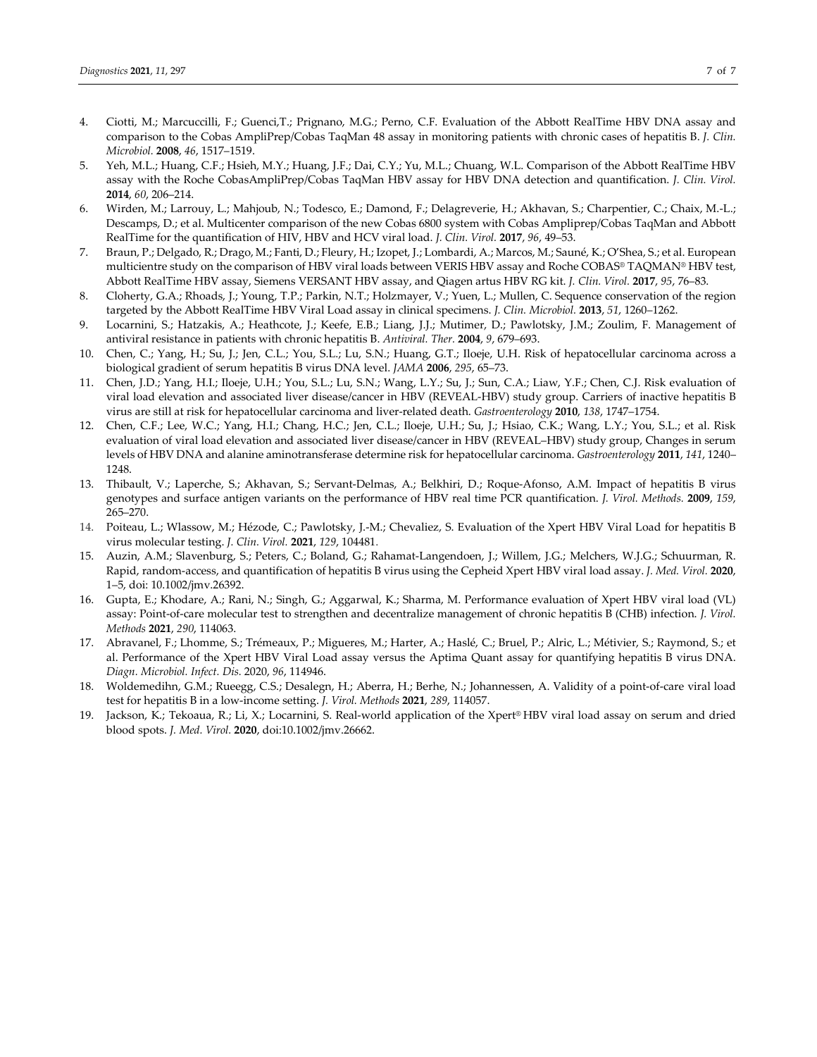4. Ciotti, M.; Marcuccilli, F.; Guenci,T.; Prignano, M.G.; Perno, C.F. Evaluation of the Abbott RealTime HBV DNA assay and comparison to the Cobas AmpliPrep/Cobas TaqMan 48 assay in monitoring patients with chronic cases of hepatitis B. *J. Clin. Microbiol.* **2008**, *46*, 1517–1519.
5. Yeh, M.L.; Huang, C.F.; Hsieh, M.Y.; Huang, J.F.; Dai, C.Y.; Yu, M.L.; Chuang, W.L. Comparison of the Abbott RealTime HBV assay with the Roche CobasAmpliPrep/Cobas TaqMan HBV assay for HBV DNA detection and quantification. *J. Clin. Virol.* **2014**, *60*, 206–214.
6. Wirden, M.; Larrouy, L.; Mahjoub, N.; Todesco, E.; Damond, F.; Delagreverie, H.; Akhavan, S.; Charpentier, C.; Chaix, M.-L.; Descamps, D.; et al. Multicenter comparison of the new Cobas 6800 system with Cobas Ampliprep/Cobas TaqMan and Abbott RealTime for the quantification of HIV, HBV and HCV viral load. *J. Clin. Virol.* **2017**, *96*, 49–53.
7. Braun, P.; Delgado, R.; Drago, M.; Fanti, D.; Fleury, H.; Izopet, J.; Lombardi, A.; Marcos, M.; Sauné, K.; O'Shea, S.; et al. European multicientre study on the comparison of HBV viral loads between VERIS HBV assay and Roche COBAS® TAQMAN® HBV test, Abbott RealTime HBV assay, Siemens VERSANT HBV assay, and Qiagen artus HBV RG kit. *J. Clin. Virol.* **2017**, *95*, 76–83.
8. Cloherty, G.A.; Rhoads, J.; Young, T.P.; Parkin, N.T.; Holzmayer, V.; Yuen, L.; Mullen, C. Sequence conservation of the region targeted by the Abbott RealTime HBV Viral Load assay in clinical specimens. *J. Clin. Microbiol.* **2013**, *51*, 1260–1262.
9. Locarnini, S.; Hatzakis, A.; Heathcote, J.; Keefe, E.B.; Liang, J.J.; Mutimer, D.; Pawlotsky, J.M.; Zoulim, F. Management of antiviral resistance in patients with chronic hepatitis B. *Antiviral. Ther.* **2004**, *9*, 679–693.
10. Chen, C.; Yang, H.; Su, J.; Jen, C.L.; You, S.L.; Lu, S.N.; Huang, G.T.; Iloeje, U.H. Risk of hepatocellular carcinoma across a biological gradient of serum hepatitis B virus DNA level. *JAMA* **2006**, *295*, 65–73.
11. Chen, J.D.; Yang, H.I.; Iloeje, U.H.; You, S.L.; Lu, S.N.; Wang, L.Y.; Su, J.; Sun, C.A.; Liaw, Y.F.; Chen, C.J. Risk evaluation of viral load elevation and associated liver disease/cancer in HBV (REVEAL-HBV) study group. Carriers of inactive hepatitis B virus are still at risk for hepatocellular carcinoma and liver-related death. *Gastroenterology* **2010**, *138*, 1747–1754.
12. Chen, C.F.; Lee, W.C.; Yang, H.I.; Chang, H.C.; Jen, C.L.; Iloeje, U.H.; Su, J.; Hsiao, C.K.; Wang, L.Y.; You, S.L.; et al. Risk evaluation of viral load elevation and associated liver disease/cancer in HBV (REVEAL–HBV) study group, Changes in serum levels of HBV DNA and alanine aminotransferase determine risk for hepatocellular carcinoma. *Gastroenterology* **2011**, *141*, 1240–1248.
13. Thibault, V.; Laperche, S.; Akhavan, S.; Servant-Delmas, A.; Belkhiri, D.; Roque-Afonso, A.M. Impact of hepatitis B virus genotypes and surface antigen variants on the performance of HBV real time PCR quantification. *J. Virol. Methods.* **2009**, *159*, 265–270.
14. Poiteau, L.; Wlassow, M.; Hézode, C.; Pawlotsky, J.-M.; Chevaliez, S. Evaluation of the Xpert HBV Viral Load for hepatitis B virus molecular testing. *J. Clin. Virol.* **2021**, *129*, 104481.
15. Auzin, A.M.; Slavenburg, S.; Peters, C.; Boland, G.; Rahamat-Langendoen, J.; Willem, J.G.; Melchers, W.J.G.; Schuurman, R. Rapid, random-access, and quantification of hepatitis B virus using the Cepheid Xpert HBV viral load assay. *J. Med. Virol.* **2020**, 1–5, doi: 10.1002/jmv.26392.
16. Gupta, E.; Khodare, A.; Rani, N.; Singh, G.; Aggarwal, K.; Sharma, M. Performance evaluation of Xpert HBV viral load (VL) assay: Point-of-care molecular test to strengthen and decentralize management of chronic hepatitis B (CHB) infection. *J. Virol. Methods* **2021**, *290*, 114063.
17. Abravanel, F.; Lhomme, S.; Trémeaux, P.; Migueres, M.; Harter, A.; Haslé, C.; Bruel, P.; Alric, L.; Métivier, S.; Raymond, S.; et al. Performance of the Xpert HBV Viral Load assay versus the Aptima Quant assay for quantifying hepatitis B virus DNA. *Diagn. Microbiol. Infect. Dis.* 2020, *96*, 114946.
18. Woldemedihn, G.M.; Rueegg, C.S.; Desalegn, H.; Aberra, H.; Berhe, N.; Johannessen, A. Validity of a point-of-care viral load test for hepatitis B in a low-income setting. *J. Virol. Methods* **2021**, *289*, 114057.
19. Jackson, K.; Tekoaua, R.; Li, X.; Locarnini, S. Real-world application of the Xpert® HBV viral load assay on serum and dried blood spots. *J. Med. Virol.* **2020**, doi:10.1002/jmv.26662.